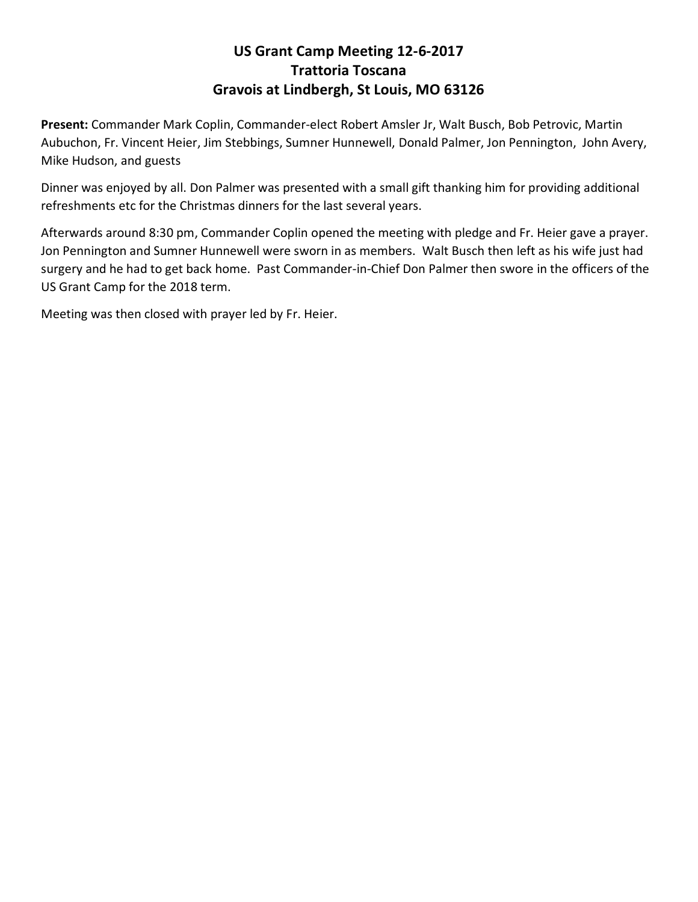# US Grant Camp Meeting 12-6-2017
# Trattoria Toscana
# Gravois at Lindbergh, St Louis, MO 63126

**Present:** Commander Mark Coplin, Commander-elect Robert Amsler Jr, Walt Busch, Bob Petrovic, Martin Aubuchon, Fr. Vincent Heier, Jim Stebbings, Sumner Hunnewell, Donald Palmer, Jon Pennington, John Avery, Mike Hudson, and guests

Dinner was enjoyed by all. Don Palmer was presented with a small gift thanking him for providing additional refreshments etc for the Christmas dinners for the last several years.

Afterwards around 8:30 pm, Commander Coplin opened the meeting with pledge and Fr. Heier gave a prayer. Jon Pennington and Sumner Hunnewell were sworn in as members. Walt Busch then left as his wife just had surgery and he had to get back home. Past Commander-in-Chief Don Palmer then swore in the officers of the US Grant Camp for the 2018 term.

Meeting was then closed with prayer led by Fr. Heier.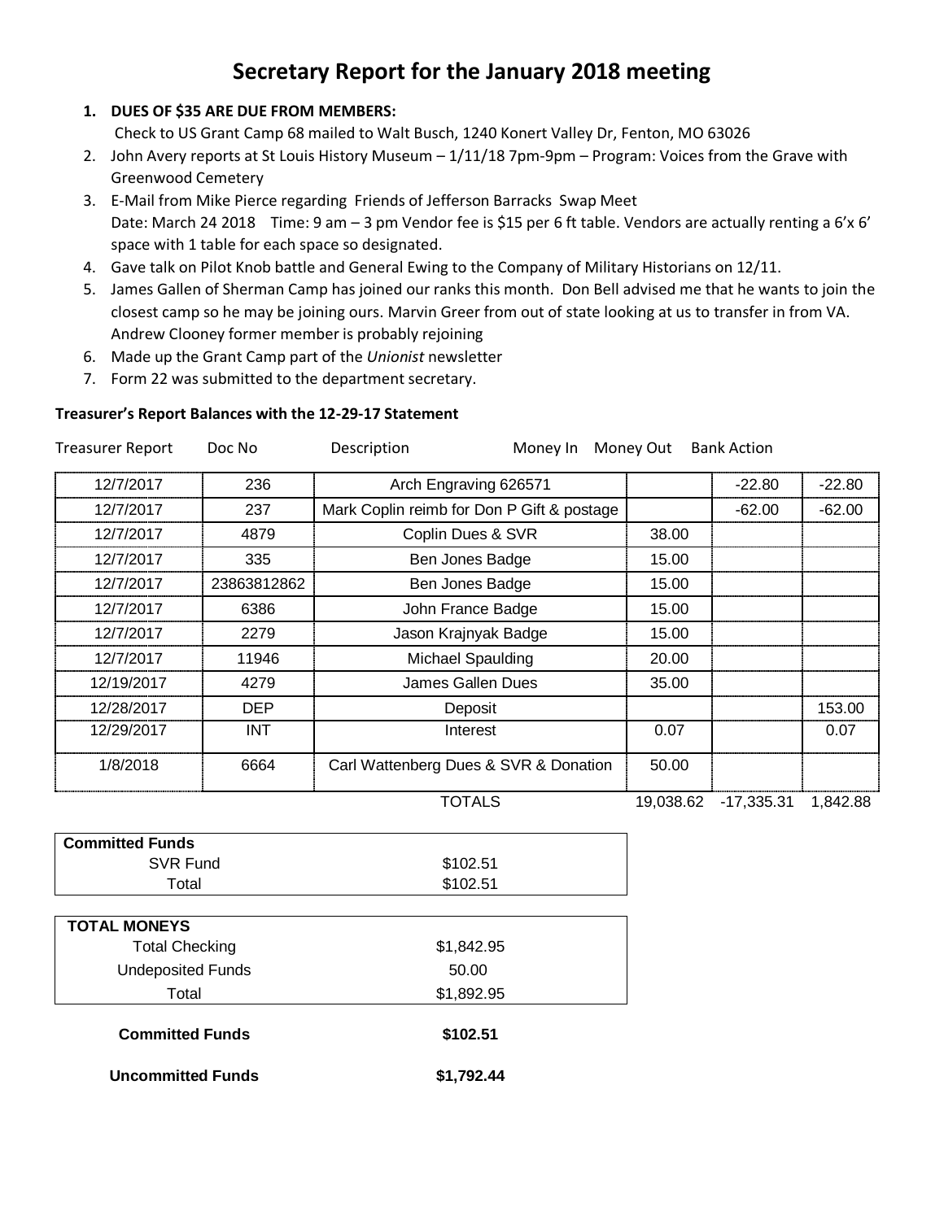# Secretary Report for the January 2018 meeting

1. **DUES OF $35 ARE DUE FROM MEMBERS:**
   Check to US Grant Camp 68 mailed to Walt Busch, 1240 Konert Valley Dr, Fenton, MO 63026
2. John Avery reports at St Louis History Museum – 1/11/18 7pm-9pm – Program: Voices from the Grave with Greenwood Cemetery
3. E-Mail from Mike Pierce regarding Friends of Jefferson Barracks Swap Meet
   Date: March 24 2018 Time: 9 am – 3 pm Vendor fee is $15 per 6 ft table. Vendors are actually renting a 6'x 6' space with 1 table for each space so designated.
4. Gave talk on Pilot Knob battle and General Ewing to the Company of Military Historians on 12/11.
5. James Gallen of Sherman Camp has joined our ranks this month. Don Bell advised me that he wants to join the closest camp so he may be joining ours. Marvin Greer from out of state looking at us to transfer in from VA. Andrew Clooney former member is probably rejoining
6. Made up the Grant Camp part of the *Unionist* newsletter
7. Form 22 was submitted to the department secretary.

**Treasurer's Report Balances with the 12-29-17 Statement**

| Treasurer Report | Doc No | Description | Money In | Money Out | Bank Action |
|---|---|---|---|---|---|
| 12/7/2017 | 236 | Arch Engraving 626571 | | -22.80 | -22.80 |
| 12/7/2017 | 237 | Mark Coplin reimb for Don P Gift & postage | | -62.00 | -62.00 |
| 12/7/2017 | 4879 | Coplin Dues & SVR | 38.00 | | |
| 12/7/2017 | 335 | Ben Jones Badge | 15.00 | | |
| 12/7/2017 | 23863812862 | Ben Jones Badge | 15.00 | | |
| 12/7/2017 | 6386 | John France Badge | 15.00 | | |
| 12/7/2017 | 2279 | Jason Krajnyak Badge | 15.00 | | |
| 12/7/2017 | 11946 | Michael Spaulding | 20.00 | | |
| 12/19/2017 | 4279 | James Gallen Dues | 35.00 | | |
| 12/28/2017 | DEP | Deposit | | | 153.00 |
| 12/29/2017 | INT | Interest | 0.07 | | 0.07 |
| 1/8/2018 | 6664 | Carl Wattenberg Dues & SVR & Donation | 50.00 | | |
| | | TOTALS | 19,038.62 | -17,335.31 | 1,842.88 |

| **Committed Funds** | |
|---|---|
| SVR Fund | $102.51 |
| Total | $102.51 |

| **TOTAL MONEYS** | |
|---|---|
| Total Checking | $1,842.95 |
| Undeposited Funds | 50.00 |
| Total | $1,892.95 |

**Committed Funds** **$102.51**

**Uncommitted Funds** **$1,792.44**